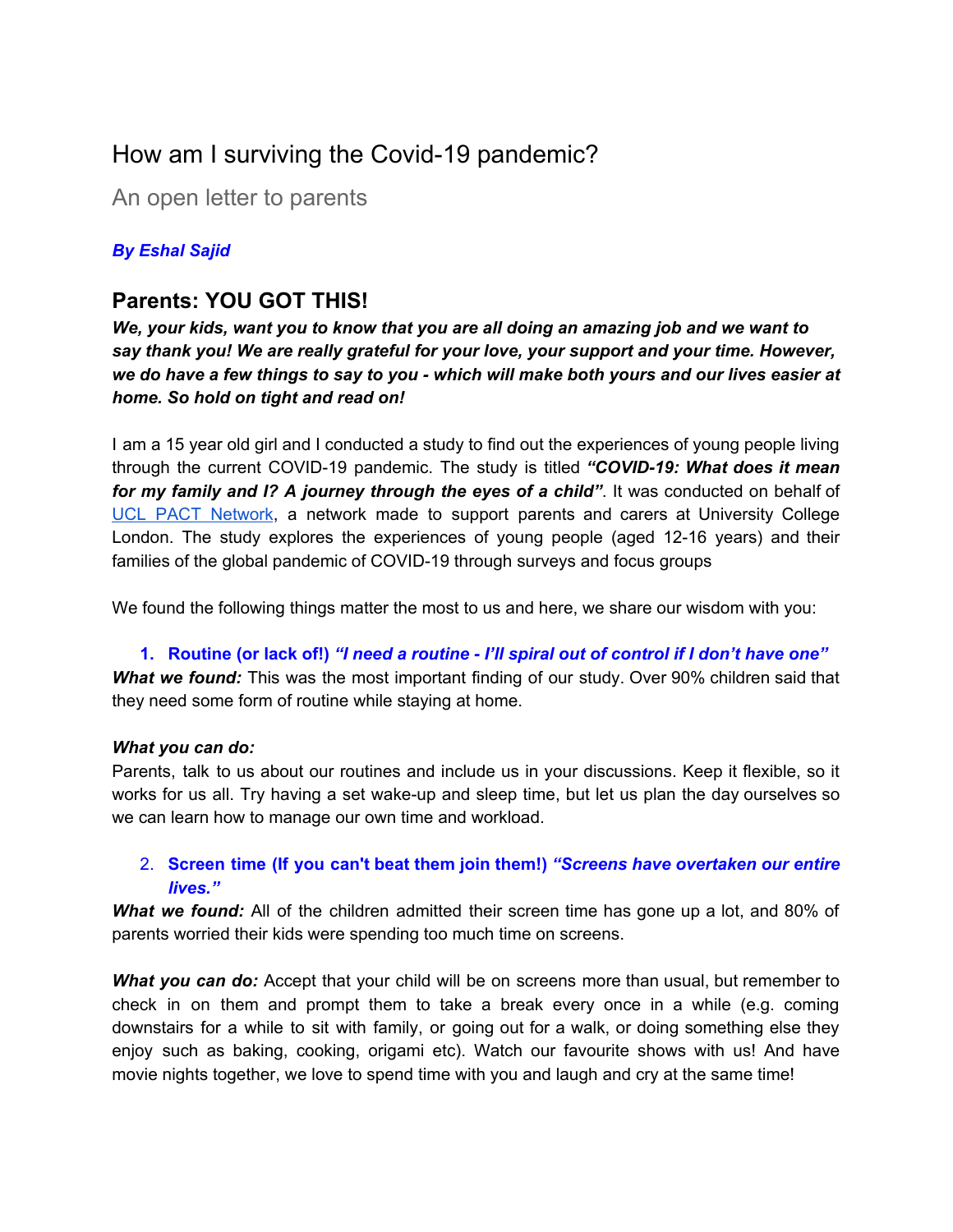# How am I surviving the Covid-19 pandemic?

An open letter to parents

***By Eshal Sajid***

## Parents: YOU GOT THIS!

***We, your kids, want you to know that you are all doing an amazing job and we want to say thank you! We are really grateful for your love, your support and your time. However, we do have a few things to say to you - which will make both yours and our lives easier at home. So hold on tight and read on!***

I am a 15 year old girl and I conducted a study to find out the experiences of young people living through the current COVID-19 pandemic. The study is titled ***"COVID-19: What does it mean for my family and I? A journey through the eyes of a child"***. It was conducted on behalf of UCL PACT Network, a network made to support parents and carers at University College London. The study explores the experiences of young people (aged 12-16 years) and their families of the global pandemic of COVID-19 through surveys and focus groups

We found the following things matter the most to us and here, we share our wisdom with you:

1. **Routine (or lack of!)** ***"I need a routine - I'll spiral out of control if I don't have one"***

***What we found:*** This was the most important finding of our study. Over 90% children said that they need some form of routine while staying at home.

***What you can do:***
Parents, talk to us about our routines and include us in your discussions. Keep it flexible, so it works for us all. Try having a set wake-up and sleep time, but let us plan the day ourselves so we can learn how to manage our own time and workload.

2. **Screen time (If you can't beat them join them!)** ***"Screens have overtaken our entire lives."***

***What we found:*** All of the children admitted their screen time has gone up a lot, and 80% of parents worried their kids were spending too much time on screens.

***What you can do:*** Accept that your child will be on screens more than usual, but remember to check in on them and prompt them to take a break every once in a while (e.g. coming downstairs for a while to sit with family, or going out for a walk, or doing something else they enjoy such as baking, cooking, origami etc). Watch our favourite shows with us! And have movie nights together, we love to spend time with you and laugh and cry at the same time!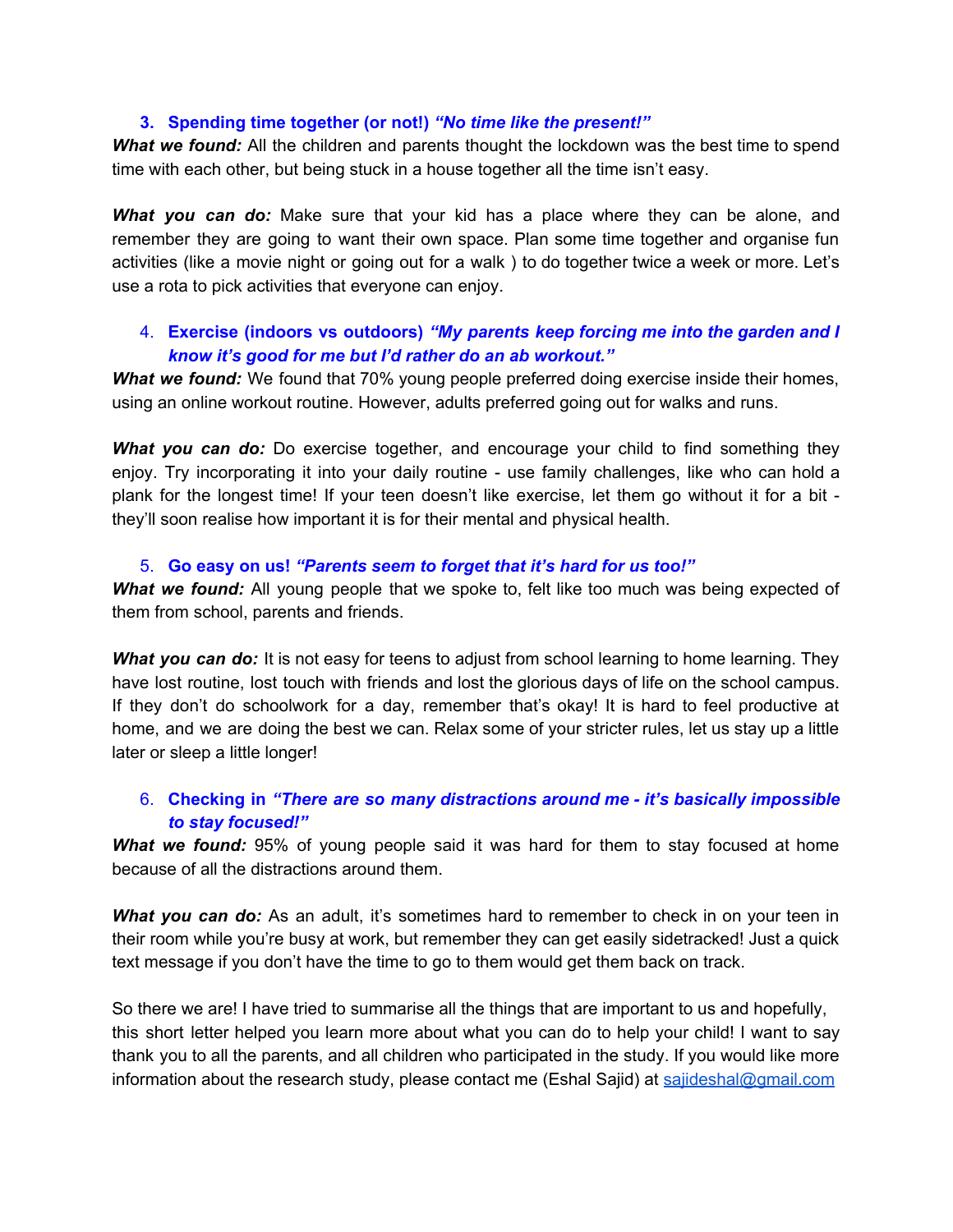3. **Spending time together (or not!)** ***"No time like the present!"***

***What we found:*** All the children and parents thought the lockdown was the best time to spend time with each other, but being stuck in a house together all the time isn't easy.

***What you can do:*** Make sure that your kid has a place where they can be alone, and remember they are going to want their own space. Plan some time together and organise fun activities (like a movie night or going out for a walk ) to do together twice a week or more. Let's use a rota to pick activities that everyone can enjoy.

4. **Exercise (indoors vs outdoors)** ***"My parents keep forcing me into the garden and I know it's good for me but I'd rather do an ab workout."***

***What we found:*** We found that 70% young people preferred doing exercise inside their homes, using an online workout routine. However, adults preferred going out for walks and runs.

***What you can do:*** Do exercise together, and encourage your child to find something they enjoy. Try incorporating it into your daily routine - use family challenges, like who can hold a plank for the longest time! If your teen doesn't like exercise, let them go without it for a bit - they'll soon realise how important it is for their mental and physical health.

5. **Go easy on us!** ***"Parents seem to forget that it's hard for us too!"***

***What we found:*** All young people that we spoke to, felt like too much was being expected of them from school, parents and friends.

***What you can do:*** It is not easy for teens to adjust from school learning to home learning. They have lost routine, lost touch with friends and lost the glorious days of life on the school campus. If they don't do schoolwork for a day, remember that's okay! It is hard to feel productive at home, and we are doing the best we can. Relax some of your stricter rules, let us stay up a little later or sleep a little longer!

6. **Checking in** ***"There are so many distractions around me - it's basically impossible to stay focused!"***

***What we found:*** 95% of young people said it was hard for them to stay focused at home because of all the distractions around them.

***What you can do:*** As an adult, it's sometimes hard to remember to check in on your teen in their room while you're busy at work, but remember they can get easily sidetracked! Just a quick text message if you don't have the time to go to them would get them back on track.

So there we are! I have tried to summarise all the things that are important to us and hopefully, this short letter helped you learn more about what you can do to help your child! I want to say thank you to all the parents, and all children who participated in the study. If you would like more information about the research study, please contact me (Eshal Sajid) at sajideshal@gmail.com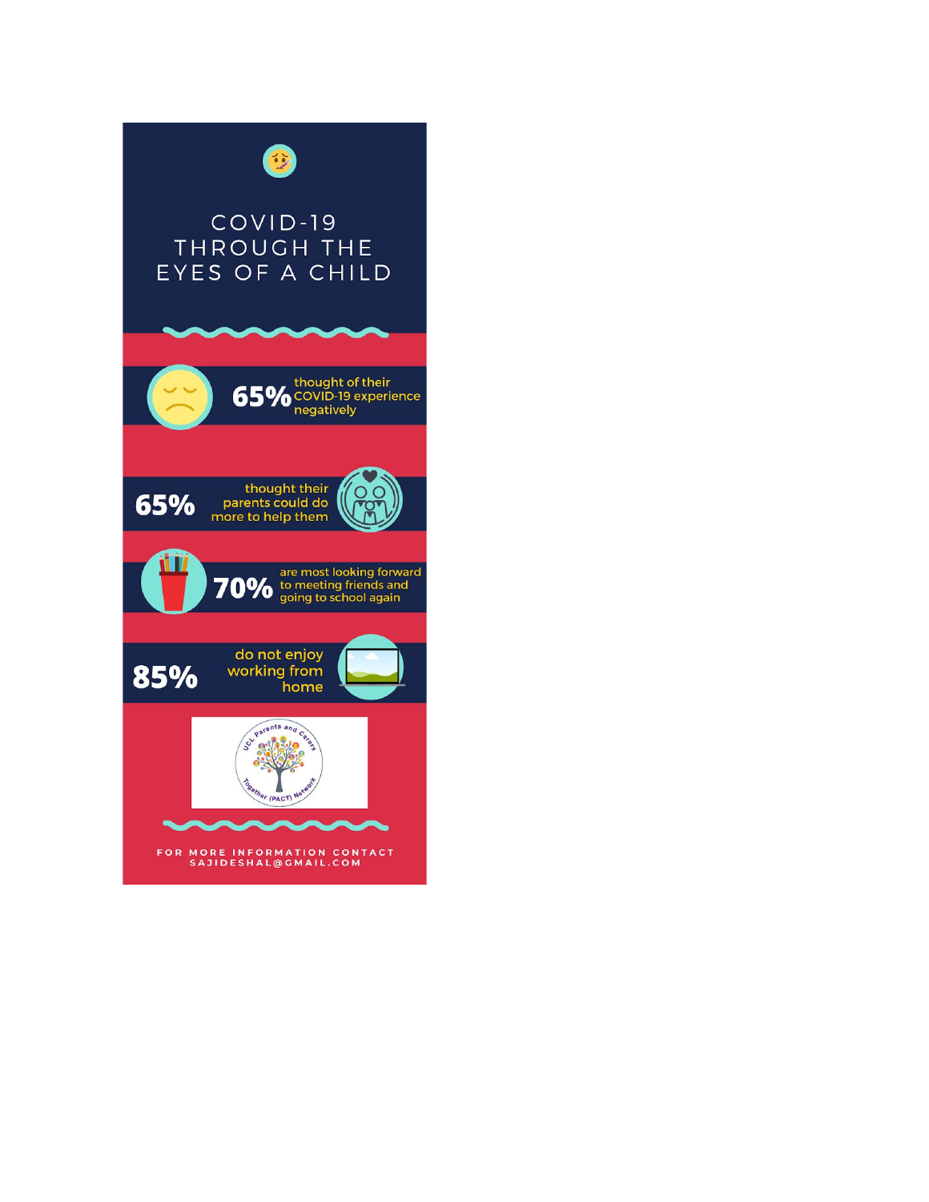# COVID-19 THROUGH THE EYES OF A CHILD

**65%** thought of their COVID-19 experience negatively

**65%** thought their parents could do more to help them

**70%** are most looking forward to meeting friends and going to school again

**85%** do not enjoy working from home

UCL Parents and Carers Together (PACT) Network

FOR MORE INFORMATION CONTACT SAJIDESHAL@GMAIL.COM